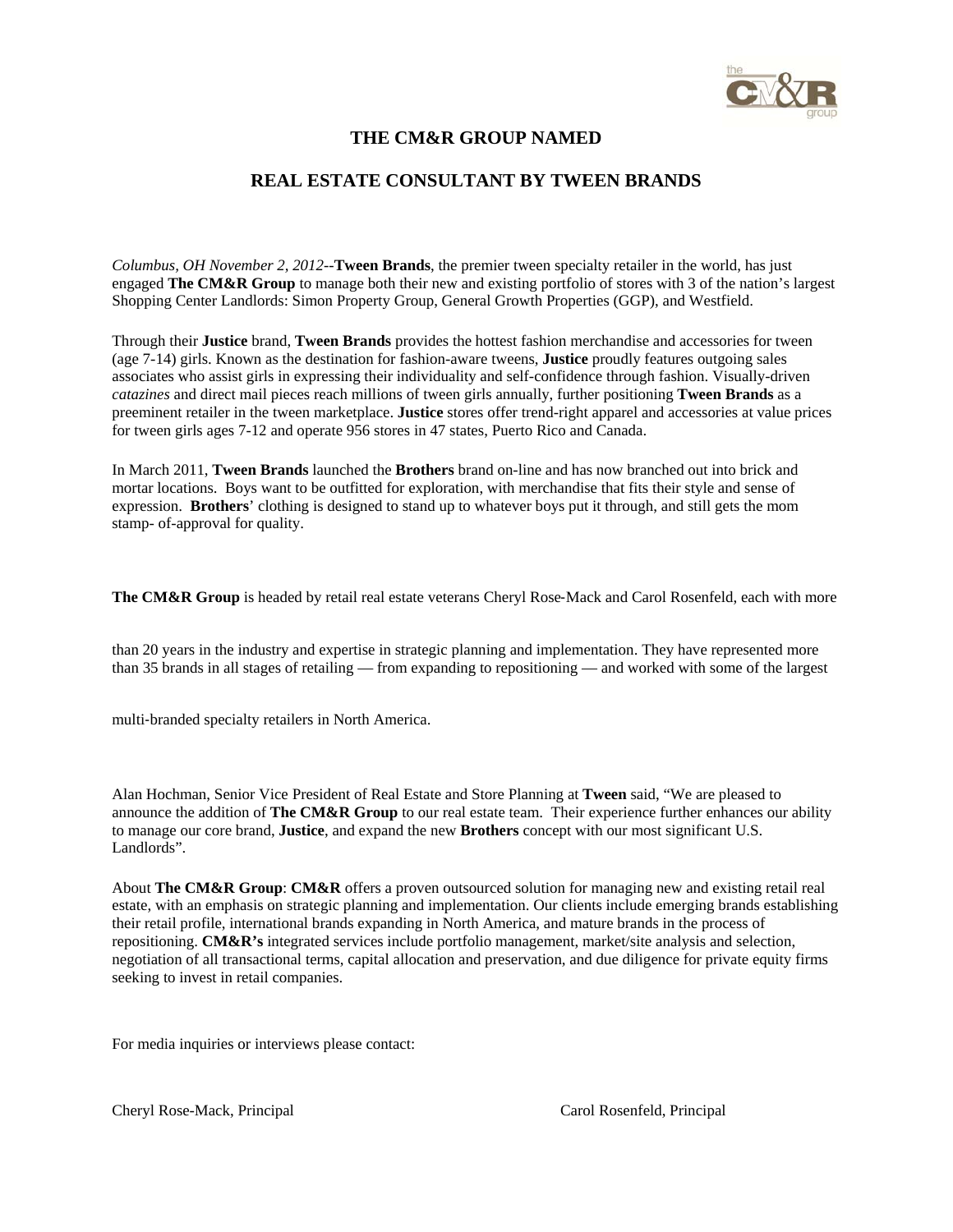# THE CM&R GROUP NAMED

# REAL ESTATE CONSULTANT BY TWEEN BRANDS

*Columbus, OH November 2, 2012*--**Tween Brands**, the premier tween specialty retailer in the world, has just engaged **The CM&R Group** to manage both their new and existing portfolio of stores with 3 of the nation's largest Shopping Center Landlords: Simon Property Group, General Growth Properties (GGP), and Westfield.

Through their **Justice** brand, **Tween Brands** provides the hottest fashion merchandise and accessories for tween (age 7-14) girls. Known as the destination for fashion-aware tweens, **Justice** proudly features outgoing sales associates who assist girls in expressing their individuality and self-confidence through fashion. Visually-driven *catazines* and direct mail pieces reach millions of tween girls annually, further positioning **Tween Brands** as a preeminent retailer in the tween marketplace. **Justice** stores offer trend-right apparel and accessories at value prices for tween girls ages 7-12 and operate 956 stores in 47 states, Puerto Rico and Canada.

In March 2011, **Tween Brands** launched the **Brothers** brand on-line and has now branched out into brick and mortar locations. Boys want to be outfitted for exploration, with merchandise that fits their style and sense of expression. **Brothers**' clothing is designed to stand up to whatever boys put it through, and still gets the mom stamp- of-approval for quality.

**The CM&R Group** is headed by retail real estate veterans Cheryl Rose-Mack and Carol Rosenfeld, each with more than 20 years in the industry and expertise in strategic planning and implementation. They have represented more than 35 brands in all stages of retailing — from expanding to repositioning — and worked with some of the largest multi-branded specialty retailers in North America.

Alan Hochman, Senior Vice President of Real Estate and Store Planning at **Tween** said, "We are pleased to announce the addition of **The CM&R Group** to our real estate team. Their experience further enhances our ability to manage our core brand, **Justice**, and expand the new **Brothers** concept with our most significant U.S. Landlords".

About **The CM&R Group**: **CM&R** offers a proven outsourced solution for managing new and existing retail real estate, with an emphasis on strategic planning and implementation. Our clients include emerging brands establishing their retail profile, international brands expanding in North America, and mature brands in the process of repositioning. **CM&R's** integrated services include portfolio management, market/site analysis and selection, negotiation of all transactional terms, capital allocation and preservation, and due diligence for private equity firms seeking to invest in retail companies.

For media inquiries or interviews please contact:

Cheryl Rose-Mack, Principal

Carol Rosenfeld, Principal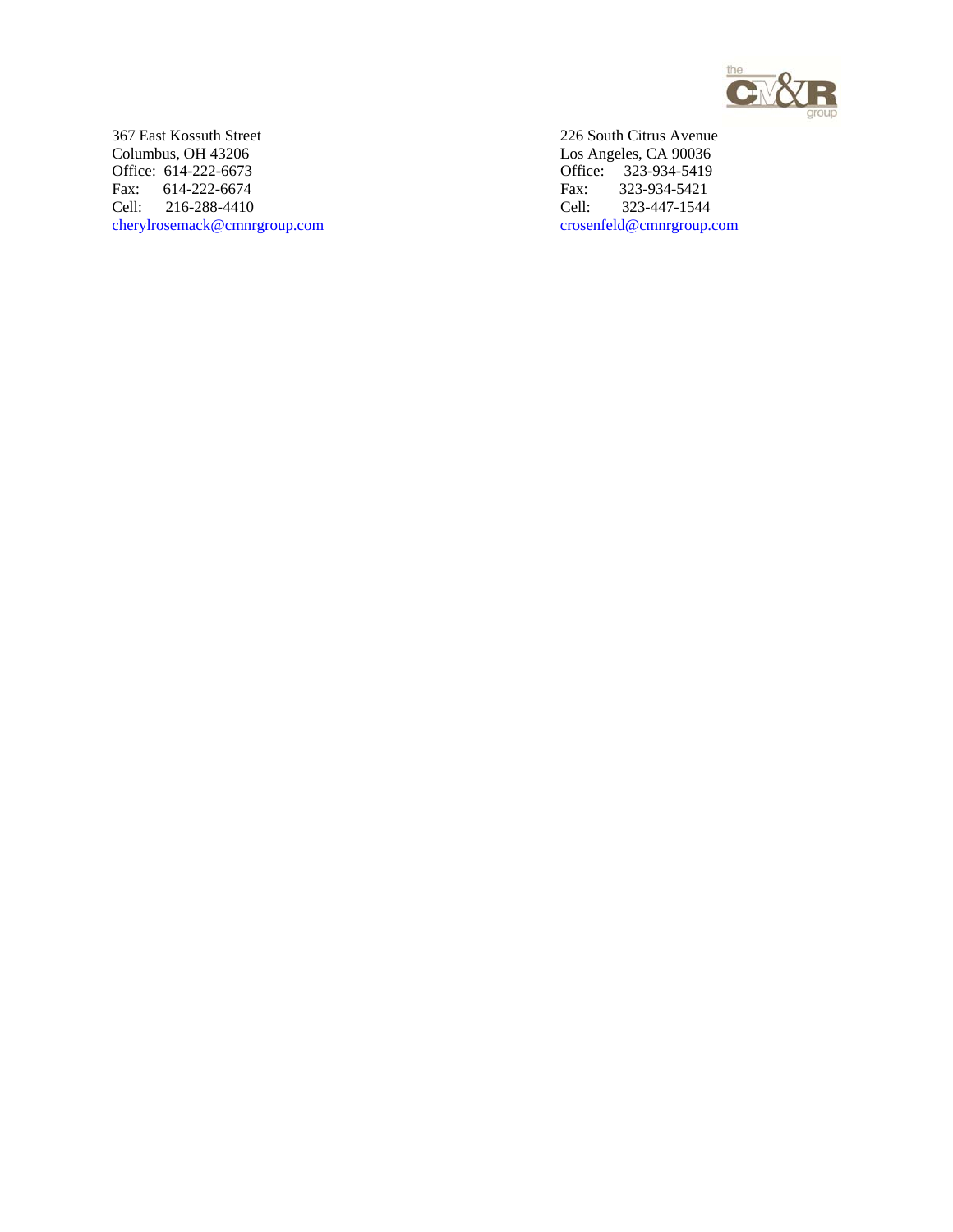367 East Kossuth Street
Columbus, OH 43206
Office: 614-222-6673
Fax: 614-222-6674
Cell: 216-288-4410
cherylrosemack@cmnrgroup.com

226 South Citrus Avenue
Los Angeles, CA 90036
Office: 323-934-5419
Fax: 323-934-5421
Cell: 323-447-1544
crosenfeld@cmnrgroup.com